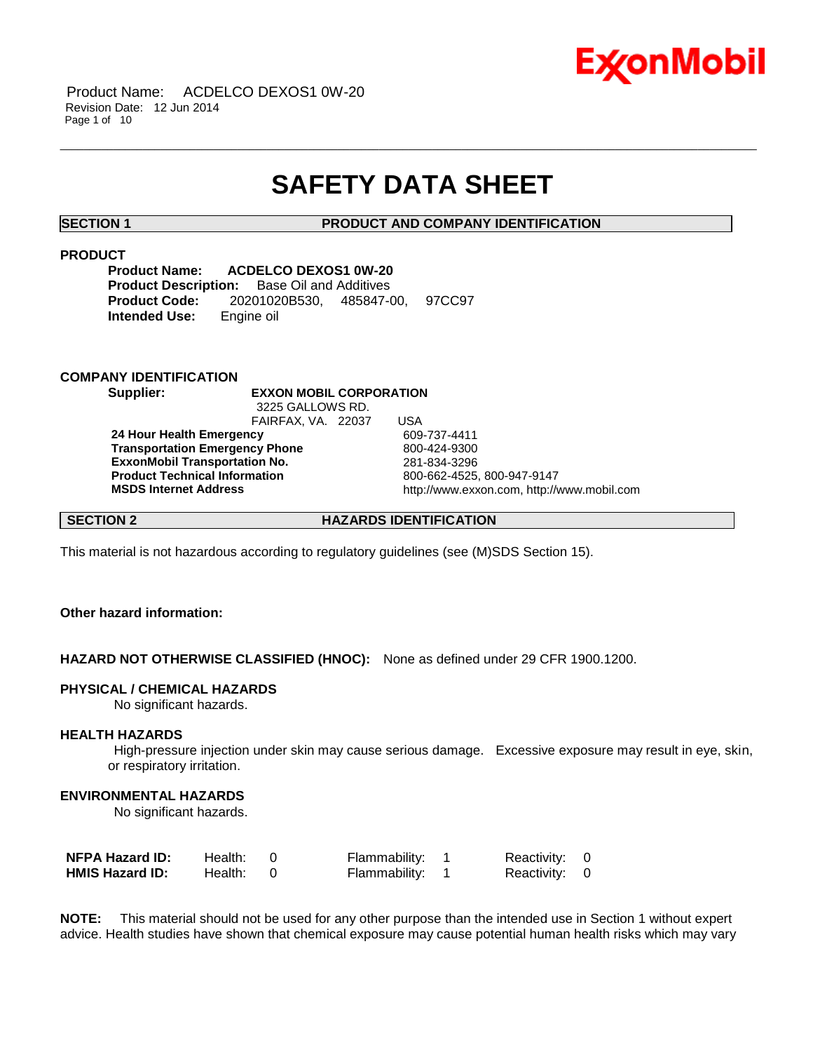# SAFETY DATA SHEET

## SECTION 1 PRODUCT AND COMPANY IDENTIFICATION

### PRODUCT

**Product Name:** **ACDELCO DEXOS1 0W-20**
**Product Description:** Base Oil and Additives
**Product Code:** 20201020B530, 485847-00, 97CC97
**Intended Use:** Engine oil

### COMPANY IDENTIFICATION

**Supplier:** **EXXON MOBIL CORPORATION**
3225 GALLOWS RD.
FAIRFAX, VA. 22037 USA

| | |
|---|---|
| **24 Hour Health Emergency** | 609-737-4411 |
| **Transportation Emergency Phone** | 800-424-9300 |
| **ExxonMobil Transportation No.** | 281-834-3296 |
| **Product Technical Information** | 800-662-4525, 800-947-9147 |
| **MSDS Internet Address** | http://www.exxon.com, http://www.mobil.com |

## SECTION 2 HAZARDS IDENTIFICATION

This material is not hazardous according to regulatory guidelines (see (M)SDS Section 15).

**Other hazard information:**

**HAZARD NOT OTHERWISE CLASSIFIED (HNOC):** None as defined under 29 CFR 1900.1200.

**PHYSICAL / CHEMICAL HAZARDS**
No significant hazards.

**HEALTH HAZARDS**
High-pressure injection under skin may cause serious damage. Excessive exposure may result in eye, skin, or respiratory irritation.

**ENVIRONMENTAL HAZARDS**
No significant hazards.

| | | | |
|---|---|---|---|
| **NFPA Hazard ID:** | Health: 0 | Flammability: 1 | Reactivity: 0 |
| **HMIS Hazard ID:** | Health: 0 | Flammability: 1 | Reactivity: 0 |

**NOTE:** This material should not be used for any other purpose than the intended use in Section 1 without expert advice. Health studies have shown that chemical exposure may cause potential human health risks which may vary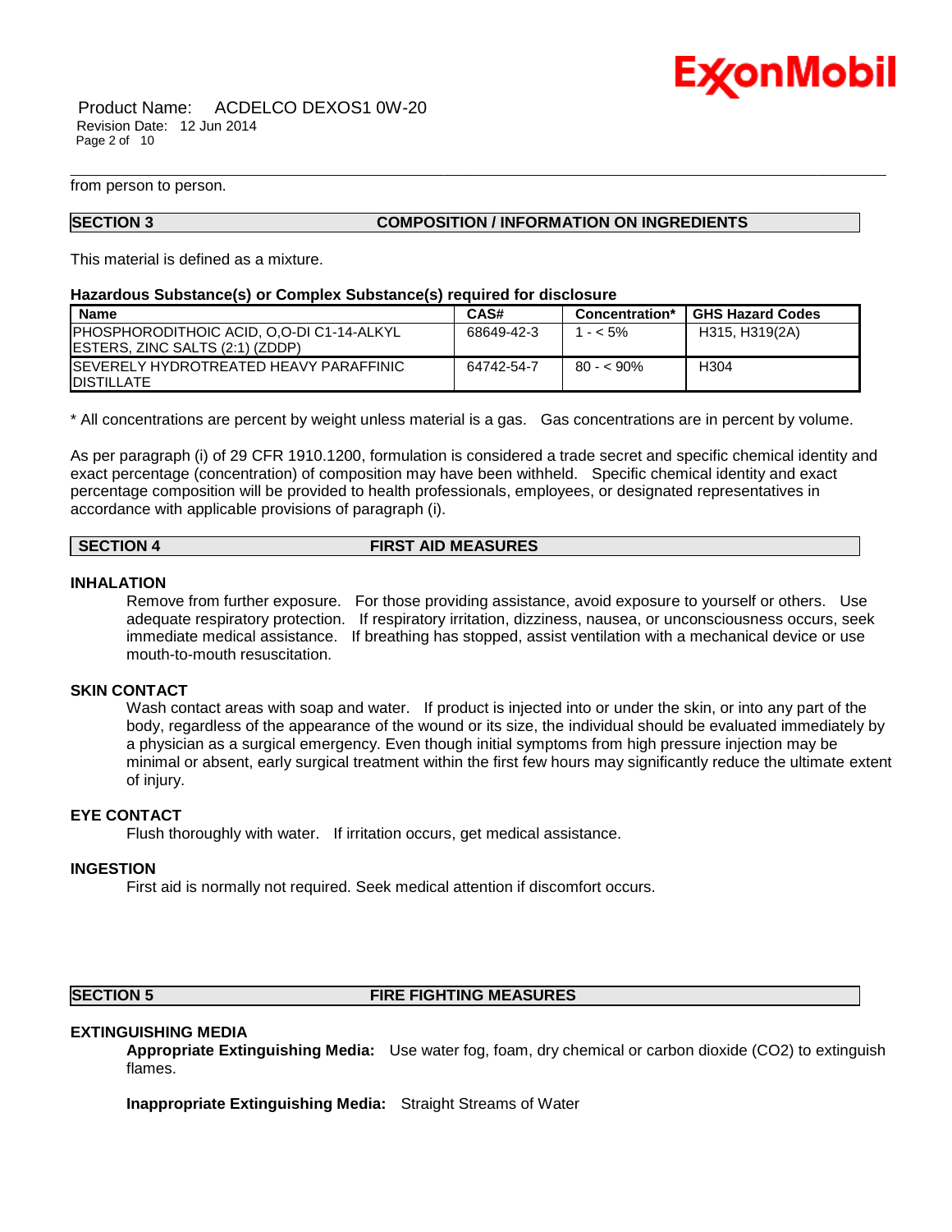from person to person.

## SECTION 3 COMPOSITION / INFORMATION ON INGREDIENTS

This material is defined as a mixture.

**Hazardous Substance(s) or Complex Substance(s) required for disclosure**

| Name | CAS# | Concentration* | GHS Hazard Codes |
|---|---|---|---|
| PHOSPHORODITHOIC ACID, O,O-DI C1-14-ALKYL ESTERS, ZINC SALTS (2:1) (ZDDP) | 68649-42-3 | 1 - < 5% | H315, H319(2A) |
| SEVERELY HYDROTREATED HEAVY PARAFFINIC DISTILLATE | 64742-54-7 | 80 - < 90% | H304 |

* All concentrations are percent by weight unless material is a gas. Gas concentrations are in percent by volume.

As per paragraph (i) of 29 CFR 1910.1200, formulation is considered a trade secret and specific chemical identity and exact percentage (concentration) of composition may have been withheld. Specific chemical identity and exact percentage composition will be provided to health professionals, employees, or designated representatives in accordance with applicable provisions of paragraph (i).

## SECTION 4 FIRST AID MEASURES

### INHALATION

Remove from further exposure. For those providing assistance, avoid exposure to yourself or others. Use adequate respiratory protection. If respiratory irritation, dizziness, nausea, or unconsciousness occurs, seek immediate medical assistance. If breathing has stopped, assist ventilation with a mechanical device or use mouth-to-mouth resuscitation.

### SKIN CONTACT

Wash contact areas with soap and water. If product is injected into or under the skin, or into any part of the body, regardless of the appearance of the wound or its size, the individual should be evaluated immediately by a physician as a surgical emergency. Even though initial symptoms from high pressure injection may be minimal or absent, early surgical treatment within the first few hours may significantly reduce the ultimate extent of injury.

### EYE CONTACT

Flush thoroughly with water. If irritation occurs, get medical assistance.

### INGESTION

First aid is normally not required. Seek medical attention if discomfort occurs.

## SECTION 5 FIRE FIGHTING MEASURES

### EXTINGUISHING MEDIA

**Appropriate Extinguishing Media:** Use water fog, foam, dry chemical or carbon dioxide ($CO_2$) to extinguish flames.

**Inappropriate Extinguishing Media:** Straight Streams of Water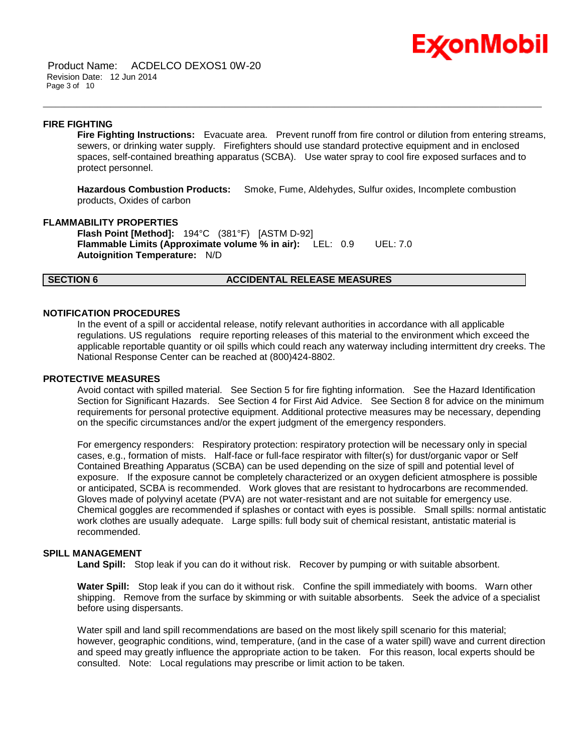### FIRE FIGHTING

**Fire Fighting Instructions:** Evacuate area. Prevent runoff from fire control or dilution from entering streams, sewers, or drinking water supply. Firefighters should use standard protective equipment and in enclosed spaces, self-contained breathing apparatus (SCBA). Use water spray to cool fire exposed surfaces and to protect personnel.

**Hazardous Combustion Products:** Smoke, Fume, Aldehydes, Sulfur oxides, Incomplete combustion products, Oxides of carbon

### FLAMMABILITY PROPERTIES

**Flash Point [Method]:** 194°C (381°F) [ASTM D-92]
**Flammable Limits (Approximate volume % in air):** LEL: 0.9 UEL: 7.0
**Autoignition Temperature:** N/D

## SECTION 6 ACCIDENTAL RELEASE MEASURES

### NOTIFICATION PROCEDURES

In the event of a spill or accidental release, notify relevant authorities in accordance with all applicable regulations. US regulations require reporting releases of this material to the environment which exceed the applicable reportable quantity or oil spills which could reach any waterway including intermittent dry creeks. The National Response Center can be reached at (800)424-8802.

### PROTECTIVE MEASURES

Avoid contact with spilled material. See Section 5 for fire fighting information. See the Hazard Identification Section for Significant Hazards. See Section 4 for First Aid Advice. See Section 8 for advice on the minimum requirements for personal protective equipment. Additional protective measures may be necessary, depending on the specific circumstances and/or the expert judgment of the emergency responders.

For emergency responders: Respiratory protection: respiratory protection will be necessary only in special cases, e.g., formation of mists. Half-face or full-face respirator with filter(s) for dust/organic vapor or Self Contained Breathing Apparatus (SCBA) can be used depending on the size of spill and potential level of exposure. If the exposure cannot be completely characterized or an oxygen deficient atmosphere is possible or anticipated, SCBA is recommended. Work gloves that are resistant to hydrocarbons are recommended. Gloves made of polyvinyl acetate (PVA) are not water-resistant and are not suitable for emergency use. Chemical goggles are recommended if splashes or contact with eyes is possible. Small spills: normal antistatic work clothes are usually adequate. Large spills: full body suit of chemical resistant, antistatic material is recommended.

### SPILL MANAGEMENT

**Land Spill:** Stop leak if you can do it without risk. Recover by pumping or with suitable absorbent.

**Water Spill:** Stop leak if you can do it without risk. Confine the spill immediately with booms. Warn other shipping. Remove from the surface by skimming or with suitable absorbents. Seek the advice of a specialist before using dispersants.

Water spill and land spill recommendations are based on the most likely spill scenario for this material; however, geographic conditions, wind, temperature, (and in the case of a water spill) wave and current direction and speed may greatly influence the appropriate action to be taken. For this reason, local experts should be consulted. Note: Local regulations may prescribe or limit action to be taken.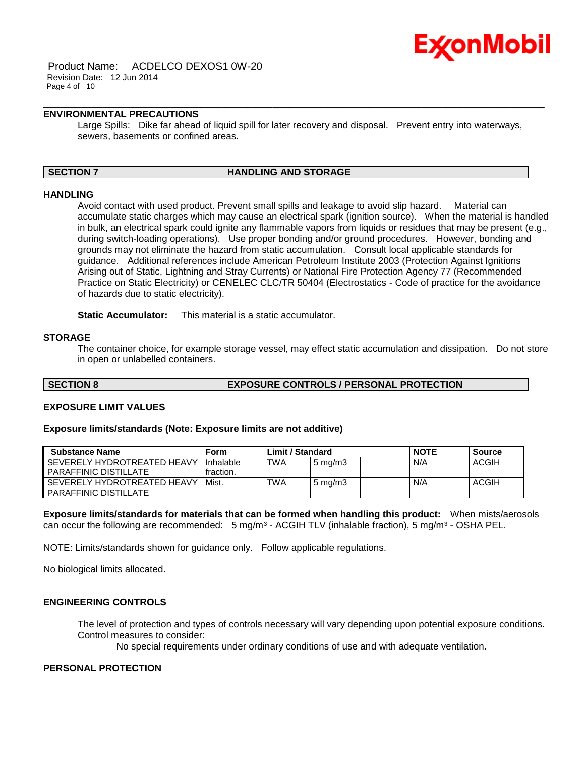### ENVIRONMENTAL PRECAUTIONS

Large Spills: Dike far ahead of liquid spill for later recovery and disposal. Prevent entry into waterways, sewers, basements or confined areas.

## SECTION 7 HANDLING AND STORAGE

### HANDLING

Avoid contact with used product. Prevent small spills and leakage to avoid slip hazard. Material can accumulate static charges which may cause an electrical spark (ignition source). When the material is handled in bulk, an electrical spark could ignite any flammable vapors from liquids or residues that may be present (e.g., during switch-loading operations). Use proper bonding and/or ground procedures. However, bonding and grounds may not eliminate the hazard from static accumulation. Consult local applicable standards for guidance. Additional references include American Petroleum Institute 2003 (Protection Against Ignitions Arising out of Static, Lightning and Stray Currents) or National Fire Protection Agency 77 (Recommended Practice on Static Electricity) or CENELEC CLC/TR 50404 (Electrostatics - Code of practice for the avoidance of hazards due to static electricity).

**Static Accumulator:** This material is a static accumulator.

### STORAGE

The container choice, for example storage vessel, may effect static accumulation and dissipation. Do not store in open or unlabelled containers.

## SECTION 8 EXPOSURE CONTROLS / PERSONAL PROTECTION

### EXPOSURE LIMIT VALUES

**Exposure limits/standards (Note: Exposure limits are not additive)**

| Substance Name | Form | Limit / Standard | | | NOTE | Source |
|---|---|---|---|---|---|---|
| SEVERELY HYDROTREATED HEAVY PARAFFINIC DISTILLATE | Inhalable fraction. | TWA | 5 mg/m3 | | N/A | ACGIH |
| SEVERELY HYDROTREATED HEAVY PARAFFINIC DISTILLATE | Mist. | TWA | 5 mg/m3 | | N/A | ACGIH |

**Exposure limits/standards for materials that can be formed when handling this product:** When mists/aerosols can occur the following are recommended: 5 mg/m³ - ACGIH TLV (inhalable fraction), 5 mg/m³ - OSHA PEL.

NOTE: Limits/standards shown for guidance only. Follow applicable regulations.

No biological limits allocated.

### ENGINEERING CONTROLS

The level of protection and types of controls necessary will vary depending upon potential exposure conditions. Control measures to consider:

No special requirements under ordinary conditions of use and with adequate ventilation.

### PERSONAL PROTECTION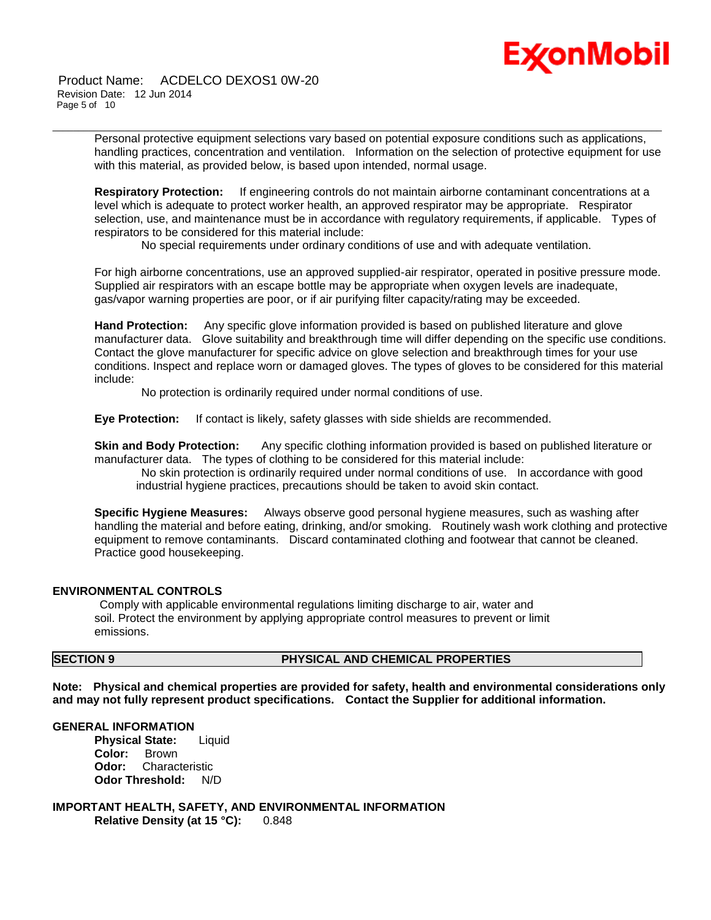Personal protective equipment selections vary based on potential exposure conditions such as applications, handling practices, concentration and ventilation. Information on the selection of protective equipment for use with this material, as provided below, is based upon intended, normal usage.

**Respiratory Protection:** If engineering controls do not maintain airborne contaminant concentrations at a level which is adequate to protect worker health, an approved respirator may be appropriate. Respirator selection, use, and maintenance must be in accordance with regulatory requirements, if applicable. Types of respirators to be considered for this material include:

No special requirements under ordinary conditions of use and with adequate ventilation.

For high airborne concentrations, use an approved supplied-air respirator, operated in positive pressure mode. Supplied air respirators with an escape bottle may be appropriate when oxygen levels are inadequate, gas/vapor warning properties are poor, or if air purifying filter capacity/rating may be exceeded.

**Hand Protection:** Any specific glove information provided is based on published literature and glove manufacturer data. Glove suitability and breakthrough time will differ depending on the specific use conditions. Contact the glove manufacturer for specific advice on glove selection and breakthrough times for your use conditions. Inspect and replace worn or damaged gloves. The types of gloves to be considered for this material include:

No protection is ordinarily required under normal conditions of use.

**Eye Protection:** If contact is likely, safety glasses with side shields are recommended.

**Skin and Body Protection:** Any specific clothing information provided is based on published literature or manufacturer data. The types of clothing to be considered for this material include:

No skin protection is ordinarily required under normal conditions of use. In accordance with good industrial hygiene practices, precautions should be taken to avoid skin contact.

**Specific Hygiene Measures:** Always observe good personal hygiene measures, such as washing after handling the material and before eating, drinking, and/or smoking. Routinely wash work clothing and protective equipment to remove contaminants. Discard contaminated clothing and footwear that cannot be cleaned. Practice good housekeeping.

### ENVIRONMENTAL CONTROLS

Comply with applicable environmental regulations limiting discharge to air, water and soil. Protect the environment by applying appropriate control measures to prevent or limit emissions.

## SECTION 9 PHYSICAL AND CHEMICAL PROPERTIES

**Note: Physical and chemical properties are provided for safety, health and environmental considerations only and may not fully represent product specifications. Contact the Supplier for additional information.**

### GENERAL INFORMATION

**Physical State:** Liquid
**Color:** Brown
**Odor:** Characteristic
**Odor Threshold:** N/D

### IMPORTANT HEALTH, SAFETY, AND ENVIRONMENTAL INFORMATION

**Relative Density (at 15 °C):** 0.848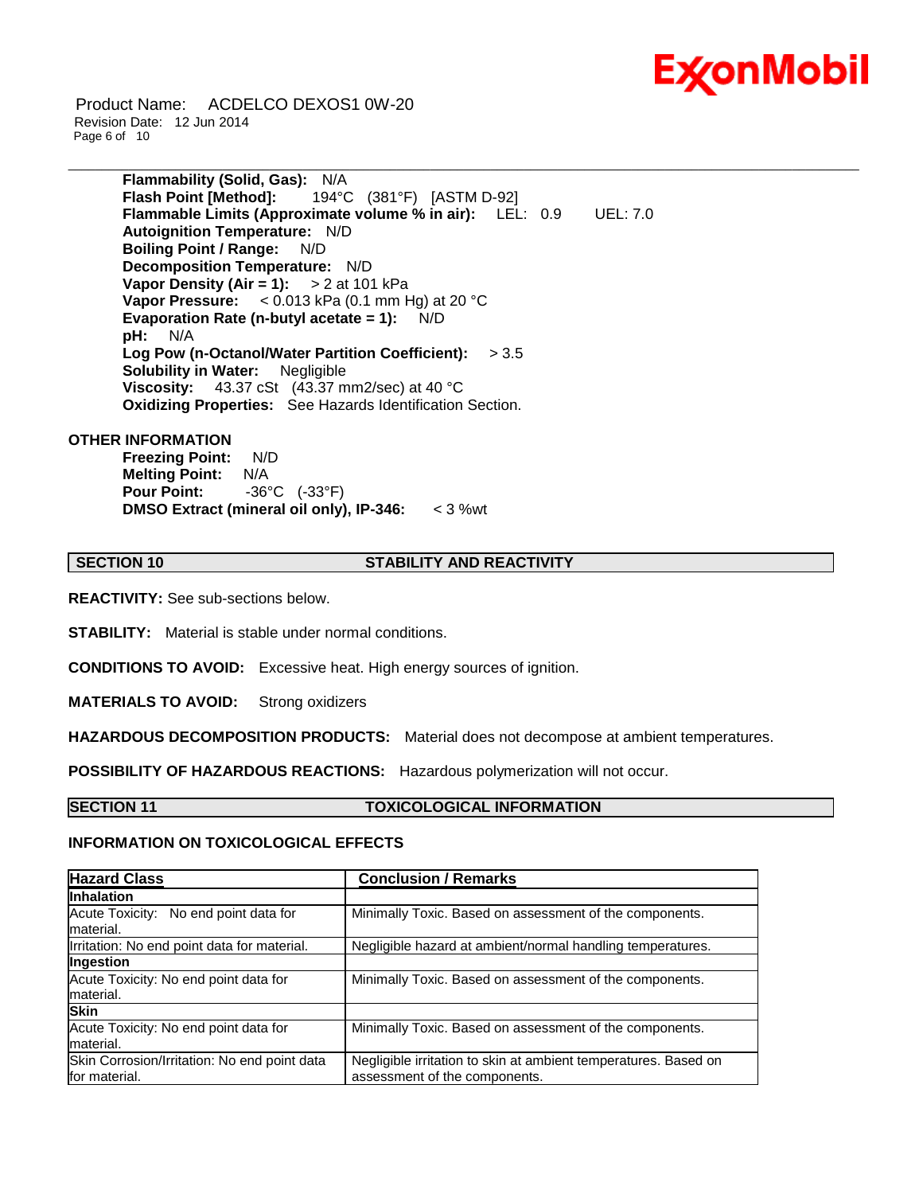**Flammability (Solid, Gas):** N/A
**Flash Point [Method]:** 194°C (381°F) [ASTM D-92]
**Flammable Limits (Approximate volume % in air):** LEL: 0.9 UEL: 7.0
**Autoignition Temperature:** N/D
**Boiling Point / Range:** N/D
**Decomposition Temperature:** N/D
**Vapor Density (Air = 1):** > 2 at 101 kPa
**Vapor Pressure:** < 0.013 kPa (0.1 mm Hg) at 20 °C
**Evaporation Rate (n-butyl acetate = 1):** N/D
**pH:** N/A
**Log Pow (n-Octanol/Water Partition Coefficient):** > 3.5
**Solubility in Water:** Negligible
**Viscosity:** 43.37 cSt (43.37 mm2/sec) at 40 °C
**Oxidizing Properties:** See Hazards Identification Section.

**OTHER INFORMATION**

**Freezing Point:** N/D
**Melting Point:** N/A
**Pour Point:** -36°C (-33°F)
**DMSO Extract (mineral oil only), IP-346:** < 3 %wt

## SECTION 10 STABILITY AND REACTIVITY

**REACTIVITY:** See sub-sections below.

**STABILITY:** Material is stable under normal conditions.

**CONDITIONS TO AVOID:** Excessive heat. High energy sources of ignition.

**MATERIALS TO AVOID:** Strong oxidizers

**HAZARDOUS DECOMPOSITION PRODUCTS:** Material does not decompose at ambient temperatures.

**POSSIBILITY OF HAZARDOUS REACTIONS:** Hazardous polymerization will not occur.

## SECTION 11 TOXICOLOGICAL INFORMATION

**INFORMATION ON TOXICOLOGICAL EFFECTS**

| Hazard Class | Conclusion / Remarks |
|---|---|
| **Inhalation** | |
| Acute Toxicity: No end point data for material. | Minimally Toxic. Based on assessment of the components. |
| Irritation: No end point data for material. | Negligible hazard at ambient/normal handling temperatures. |
| **Ingestion** | |
| Acute Toxicity: No end point data for material. | Minimally Toxic. Based on assessment of the components. |
| **Skin** | |
| Acute Toxicity: No end point data for material. | Minimally Toxic. Based on assessment of the components. |
| Skin Corrosion/Irritation: No end point data for material. | Negligible irritation to skin at ambient temperatures. Based on assessment of the components. |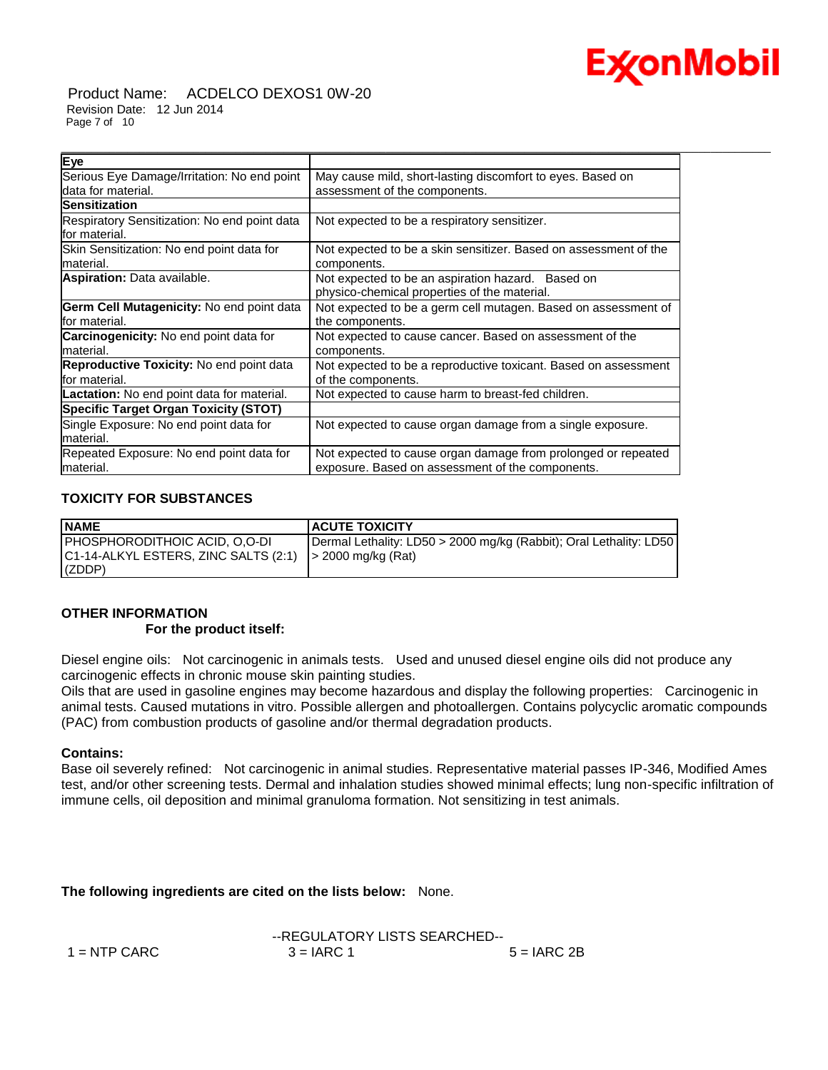| Eye | |
|---|---|
| Serious Eye Damage/Irritation: No end point data for material. | May cause mild, short-lasting discomfort to eyes. Based on assessment of the components. |
| **Sensitization** | |
| Respiratory Sensitization: No end point data for material. | Not expected to be a respiratory sensitizer. |
| Skin Sensitization: No end point data for material. | Not expected to be a skin sensitizer. Based on assessment of the components. |
| **Aspiration:** Data available. | Not expected to be an aspiration hazard. Based on physico-chemical properties of the material. |
| **Germ Cell Mutagenicity:** No end point data for material. | Not expected to be a germ cell mutagen. Based on assessment of the components. |
| **Carcinogenicity:** No end point data for material. | Not expected to cause cancer. Based on assessment of the components. |
| **Reproductive Toxicity:** No end point data for material. | Not expected to be a reproductive toxicant. Based on assessment of the components. |
| **Lactation:** No end point data for material. | Not expected to cause harm to breast-fed children. |
| **Specific Target Organ Toxicity (STOT)** | |
| Single Exposure: No end point data for material. | Not expected to cause organ damage from a single exposure. |
| Repeated Exposure: No end point data for material. | Not expected to cause organ damage from prolonged or repeated exposure. Based on assessment of the components. |

### TOXICITY FOR SUBSTANCES

| NAME | ACUTE TOXICITY |
|---|---|
| PHOSPHORODITHOIC ACID, O,O-DI C1-14-ALKYL ESTERS, ZINC SALTS (2:1) (ZDDP) | Dermal Lethality: LD50 > 2000 mg/kg (Rabbit); Oral Lethality: LD50 > 2000 mg/kg (Rat) |

### OTHER INFORMATION

**For the product itself:**

Diesel engine oils: Not carcinogenic in animals tests. Used and unused diesel engine oils did not produce any carcinogenic effects in chronic mouse skin painting studies.
Oils that are used in gasoline engines may become hazardous and display the following properties: Carcinogenic in animal tests. Caused mutations in vitro. Possible allergen and photoallergen. Contains polycyclic aromatic compounds (PAC) from combustion products of gasoline and/or thermal degradation products.

**Contains:**

Base oil severely refined: Not carcinogenic in animal studies. Representative material passes IP-346, Modified Ames test, and/or other screening tests. Dermal and inhalation studies showed minimal effects; lung non-specific infiltration of immune cells, oil deposition and minimal granuloma formation. Not sensitizing in test animals.

**The following ingredients are cited on the lists below:** None.

--REGULATORY LISTS SEARCHED--

1 = NTP CARC    3 = IARC 1    5 = IARC 2B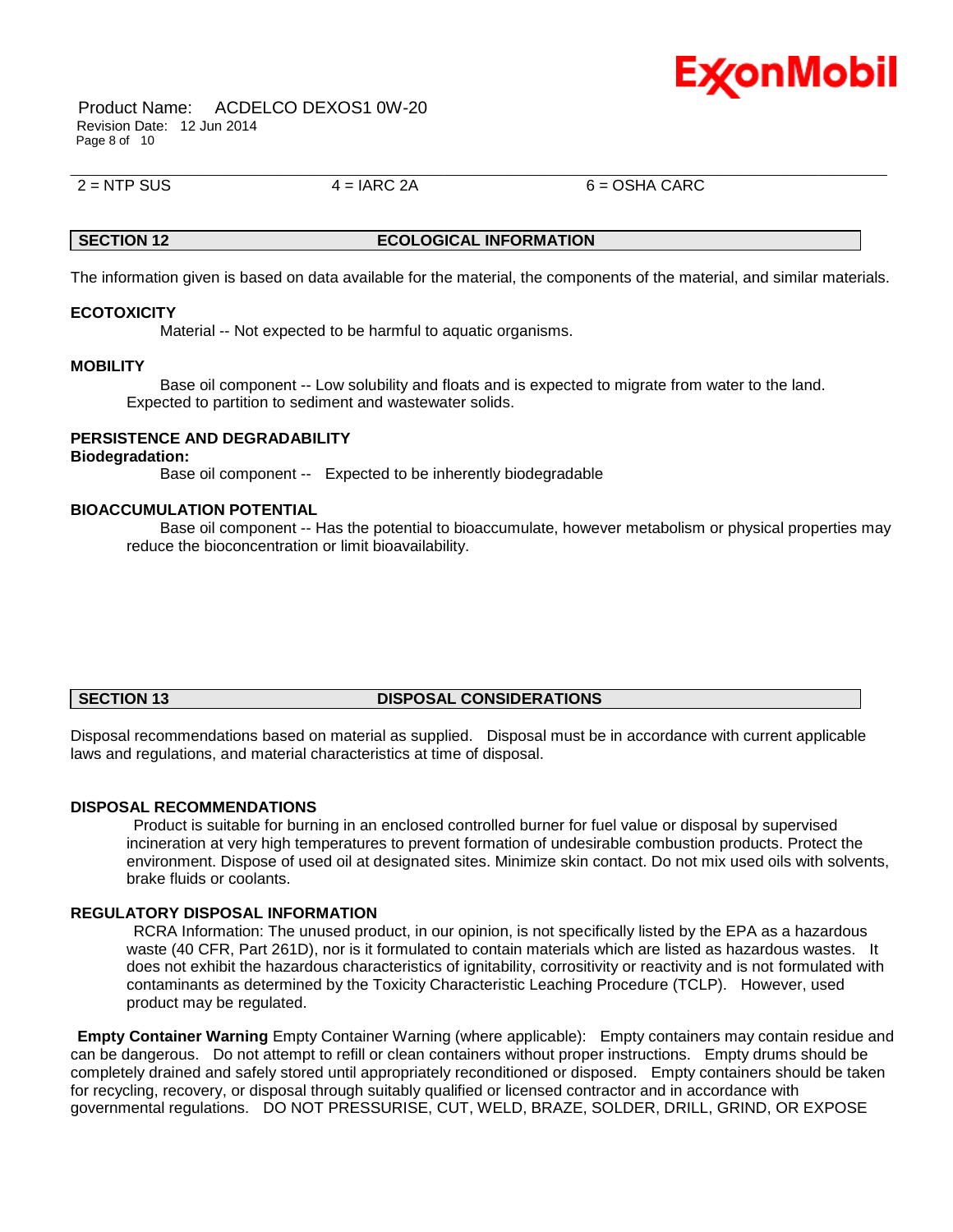| 2 = NTP SUS | 4 = IARC 2A | 6 = OSHA CARC |
|---|---|---|

## SECTION 12 ECOLOGICAL INFORMATION

The information given is based on data available for the material, the components of the material, and similar materials.

**ECOTOXICITY**

Material -- Not expected to be harmful to aquatic organisms.

**MOBILITY**

Base oil component -- Low solubility and floats and is expected to migrate from water to the land. Expected to partition to sediment and wastewater solids.

**PERSISTENCE AND DEGRADABILITY**

**Biodegradation:**

Base oil component -- Expected to be inherently biodegradable

**BIOACCUMULATION POTENTIAL**

Base oil component -- Has the potential to bioaccumulate, however metabolism or physical properties may reduce the bioconcentration or limit bioavailability.

## SECTION 13 DISPOSAL CONSIDERATIONS

Disposal recommendations based on material as supplied. Disposal must be in accordance with current applicable laws and regulations, and material characteristics at time of disposal.

**DISPOSAL RECOMMENDATIONS**

Product is suitable for burning in an enclosed controlled burner for fuel value or disposal by supervised incineration at very high temperatures to prevent formation of undesirable combustion products. Protect the environment. Dispose of used oil at designated sites. Minimize skin contact. Do not mix used oils with solvents, brake fluids or coolants.

**REGULATORY DISPOSAL INFORMATION**

RCRA Information: The unused product, in our opinion, is not specifically listed by the EPA as a hazardous waste (40 CFR, Part 261D), nor is it formulated to contain materials which are listed as hazardous wastes. It does not exhibit the hazardous characteristics of ignitability, corrositivity or reactivity and is not formulated with contaminants as determined by the Toxicity Characteristic Leaching Procedure (TCLP). However, used product may be regulated.

**Empty Container Warning** Empty Container Warning (where applicable): Empty containers may contain residue and can be dangerous. Do not attempt to refill or clean containers without proper instructions. Empty drums should be completely drained and safely stored until appropriately reconditioned or disposed. Empty containers should be taken for recycling, recovery, or disposal through suitably qualified or licensed contractor and in accordance with governmental regulations. DO NOT PRESSURISE, CUT, WELD, BRAZE, SOLDER, DRILL, GRIND, OR EXPOSE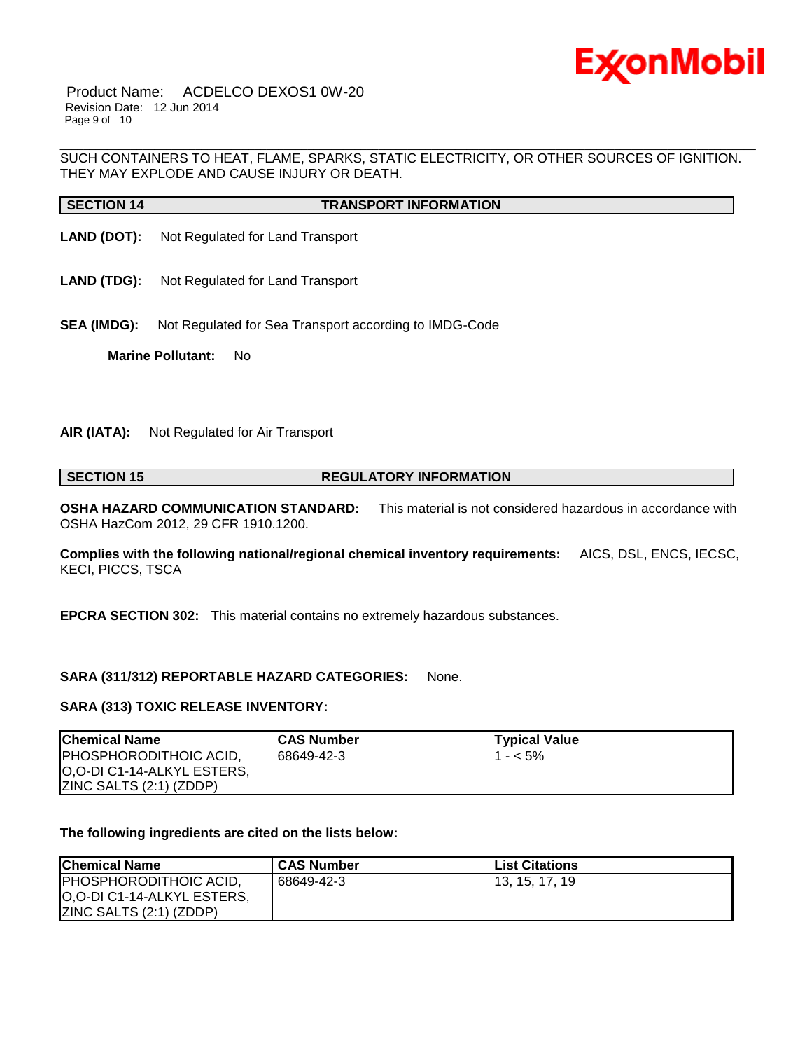SUCH CONTAINERS TO HEAT, FLAME, SPARKS, STATIC ELECTRICITY, OR OTHER SOURCES OF IGNITION. THEY MAY EXPLODE AND CAUSE INJURY OR DEATH.

## SECTION 14 TRANSPORT INFORMATION

**LAND (DOT):** Not Regulated for Land Transport

**LAND (TDG):** Not Regulated for Land Transport

**SEA (IMDG):** Not Regulated for Sea Transport according to IMDG-Code

**Marine Pollutant:** No

**AIR (IATA):** Not Regulated for Air Transport

## SECTION 15 REGULATORY INFORMATION

**OSHA HAZARD COMMUNICATION STANDARD:** This material is not considered hazardous in accordance with OSHA HazCom 2012, 29 CFR 1910.1200.

**Complies with the following national/regional chemical inventory requirements:** AICS, DSL, ENCS, IECSC, KECI, PICCS, TSCA

**EPCRA SECTION 302:** This material contains no extremely hazardous substances.

**SARA (311/312) REPORTABLE HAZARD CATEGORIES:** None.

**SARA (313) TOXIC RELEASE INVENTORY:**

| Chemical Name | CAS Number | Typical Value |
|---|---|---|
| PHOSPHORODITHOIC ACID, O,O-DI C1-14-ALKYL ESTERS, ZINC SALTS (2:1) (ZDDP) | 68649-42-3 | 1 - < 5% |

**The following ingredients are cited on the lists below:**

| Chemical Name | CAS Number | List Citations |
|---|---|---|
| PHOSPHORODITHOIC ACID, O,O-DI C1-14-ALKYL ESTERS, ZINC SALTS (2:1) (ZDDP) | 68649-42-3 | 13, 15, 17, 19 |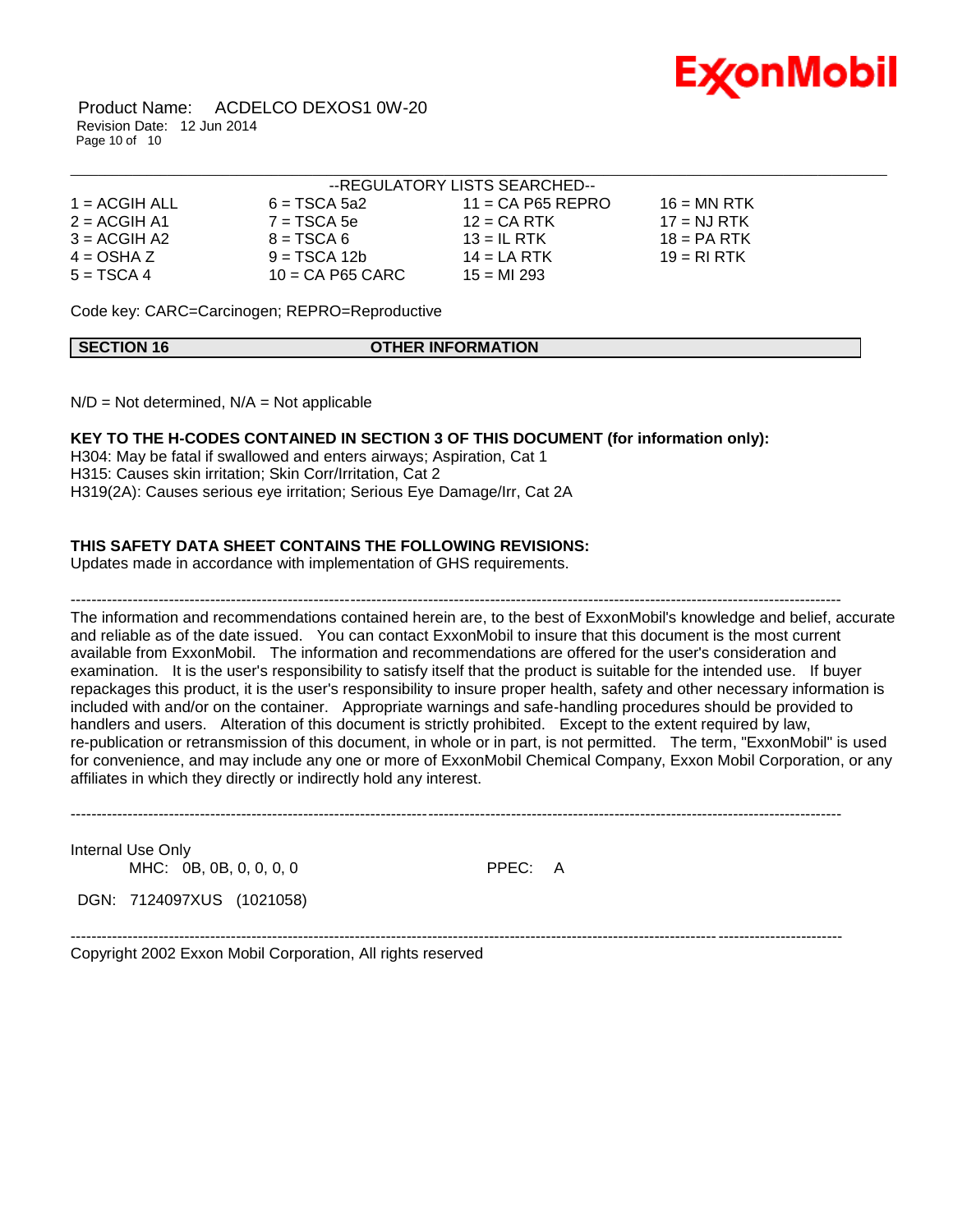--REGULATORY LISTS SEARCHED--

| | | | |
|---|---|---|---|
| 1 = ACGIH ALL | 6 = TSCA 5a2 | 11 = CA P65 REPRO | 16 = MN RTK |
| 2 = ACGIH A1 | 7 = TSCA 5e | 12 = CA RTK | 17 = NJ RTK |
| 3 = ACGIH A2 | 8 = TSCA 6 | 13 = IL RTK | 18 = PA RTK |
| 4 = OSHA Z | 9 = TSCA 12b | 14 = LA RTK | 19 = RI RTK |
| 5 = TSCA 4 | 10 = CA P65 CARC | 15 = MI 293 | |

Code key: CARC=Carcinogen; REPRO=Reproductive

## SECTION 16 OTHER INFORMATION

N/D = Not determined, N/A = Not applicable

**KEY TO THE H-CODES CONTAINED IN SECTION 3 OF THIS DOCUMENT (for information only):**
H304: May be fatal if swallowed and enters airways; Aspiration, Cat 1
H315: Causes skin irritation; Skin Corr/Irritation, Cat 2
H319(2A): Causes serious eye irritation; Serious Eye Damage/Irr, Cat 2A

**THIS SAFETY DATA SHEET CONTAINS THE FOLLOWING REVISIONS:**
Updates made in accordance with implementation of GHS requirements.

---

The information and recommendations contained herein are, to the best of ExxonMobil's knowledge and belief, accurate and reliable as of the date issued. You can contact ExxonMobil to insure that this document is the most current available from ExxonMobil. The information and recommendations are offered for the user's consideration and examination. It is the user's responsibility to satisfy itself that the product is suitable for the intended use. If buyer repackages this product, it is the user's responsibility to insure proper health, safety and other necessary information is included with and/or on the container. Appropriate warnings and safe-handling procedures should be provided to handlers and users. Alteration of this document is strictly prohibited. Except to the extent required by law, re-publication or retransmission of this document, in whole or in part, is not permitted. The term, "ExxonMobil" is used for convenience, and may include any one or more of ExxonMobil Chemical Company, Exxon Mobil Corporation, or any affiliates in which they directly or indirectly hold any interest.

---

Internal Use Only
MHC: 0B, 0B, 0, 0, 0, 0 PPEC: A

DGN: 7124097XUS (1021058)

---

Copyright 2002 Exxon Mobil Corporation, All rights reserved